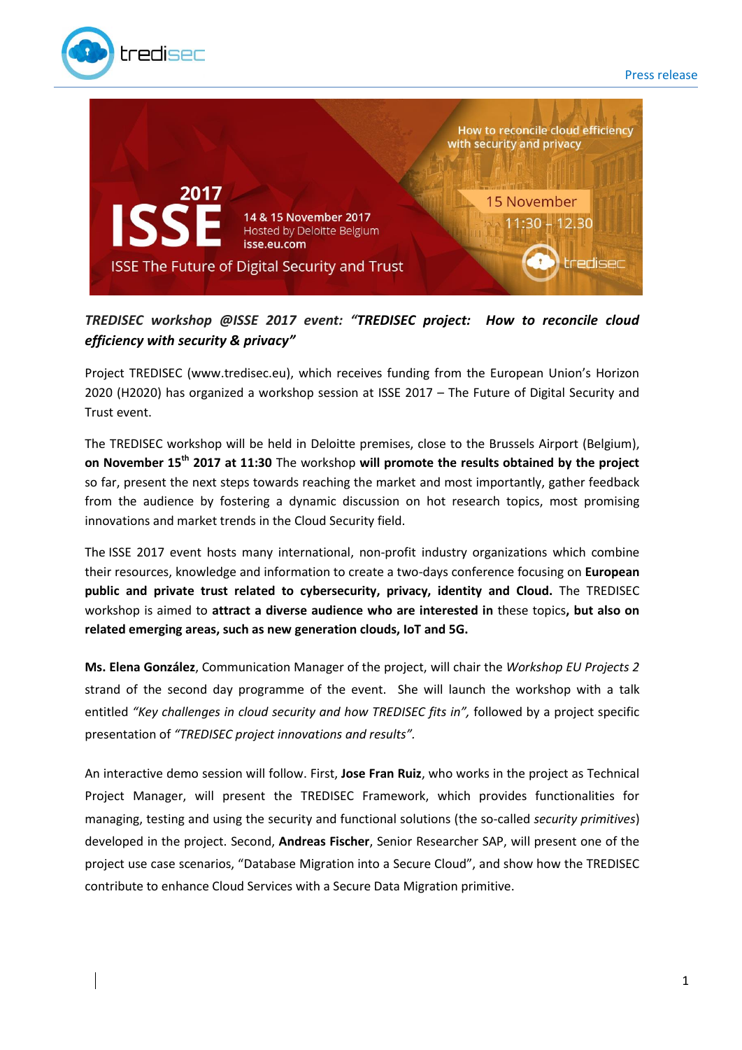Press release

***TREDISEC workshop @ISSE 2017 event: "TREDISEC project: How to reconcile cloud efficiency with security & privacy"***

Project TREDISEC (www.tredisec.eu), which receives funding from the European Union's Horizon 2020 (H2020) has organized a workshop session at ISSE 2017 – The Future of Digital Security and Trust event.

The TREDISEC workshop will be held in Deloitte premises, close to the Brussels Airport (Belgium), **on November 15th 2017 at 11:30** The workshop **will promote the results obtained by the project** so far, present the next steps towards reaching the market and most importantly, gather feedback from the audience by fostering a dynamic discussion on hot research topics, most promising innovations and market trends in the Cloud Security field.

The ISSE 2017 event hosts many international, non-profit industry organizations which combine their resources, knowledge and information to create a two-days conference focusing on **European public and private trust related to cybersecurity, privacy, identity and Cloud.** The TREDISEC workshop is aimed to **attract a diverse audience who are interested in** these topics**, but also on related emerging areas, such as new generation clouds, IoT and 5G.**

**Ms. Elena González**, Communication Manager of the project, will chair the *Workshop EU Projects 2* strand of the second day programme of the event. She will launch the workshop with a talk entitled *"Key challenges in cloud security and how TREDISEC fits in",* followed by a project specific presentation of *"TREDISEC project innovations and results".*

An interactive demo session will follow. First, **Jose Fran Ruiz**, who works in the project as Technical Project Manager, will present the TREDISEC Framework, which provides functionalities for managing, testing and using the security and functional solutions (the so-called *security primitives*) developed in the project. Second, **Andreas Fischer**, Senior Researcher SAP, will present one of the project use case scenarios, "Database Migration into a Secure Cloud", and show how the TREDISEC contribute to enhance Cloud Services with a Secure Data Migration primitive.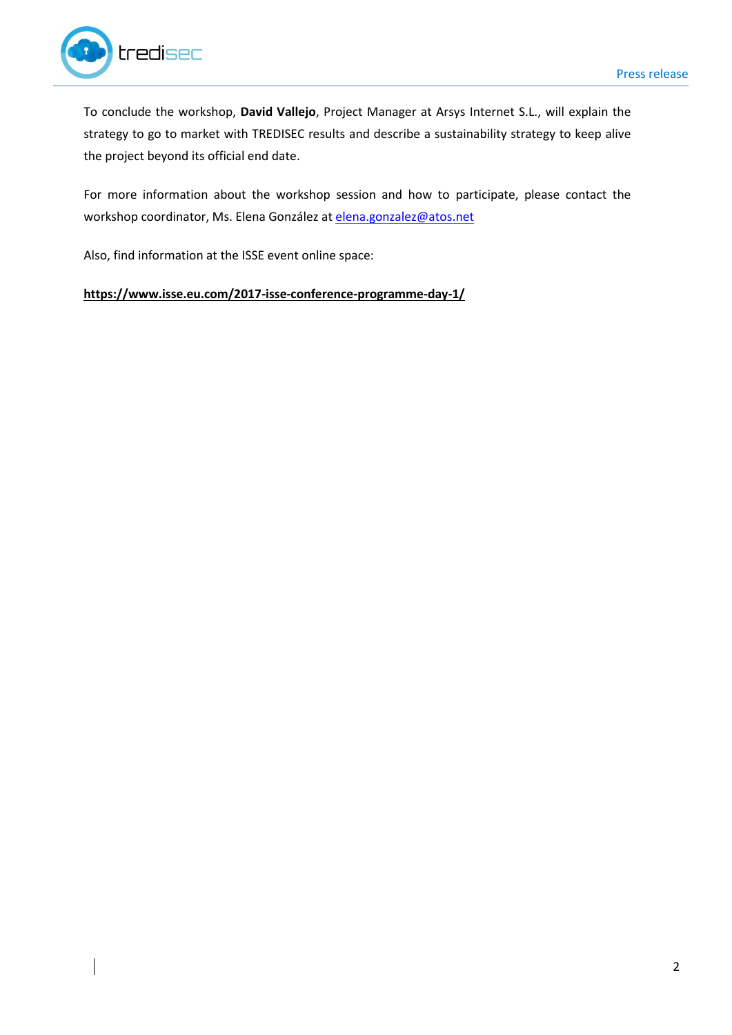To conclude the workshop, **David Vallejo**, Project Manager at Arsys Internet S.L., will explain the strategy to go to market with TREDISEC results and describe a sustainability strategy to keep alive the project beyond its official end date.

For more information about the workshop session and how to participate, please contact the workshop coordinator, Ms. Elena González at elena.gonzalez@atos.net

Also, find information at the ISSE event online space:

**https://www.isse.eu.com/2017-isse-conference-programme-day-1/**